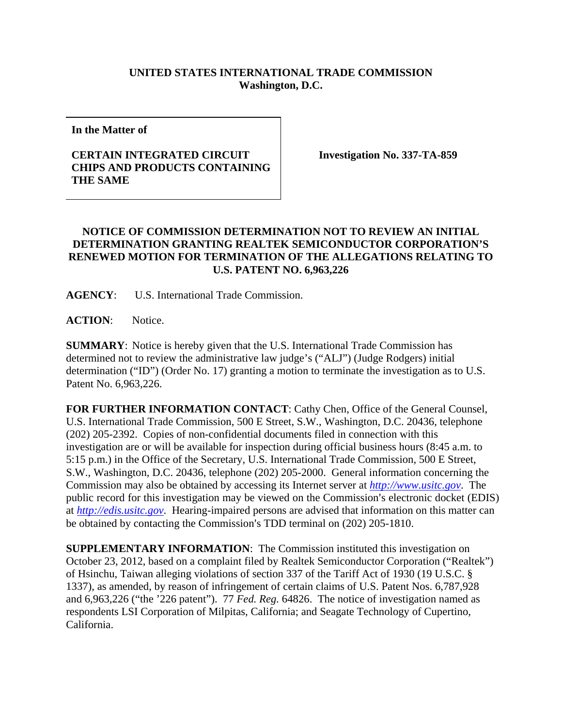**UNITED STATES INTERNATIONAL TRADE COMMISSION**
**Washington, D.C.**

| **In the Matter of** **CERTAIN INTEGRATED CIRCUIT CHIPS AND PRODUCTS CONTAINING THE SAME** | **Investigation No. 337-TA-859** |
|---|---|

## NOTICE OF COMMISSION DETERMINATION NOT TO REVIEW AN INITIAL DETERMINATION GRANTING REALTEK SEMICONDUCTOR CORPORATION'S RENEWED MOTION FOR TERMINATION OF THE ALLEGATIONS RELATING TO U.S. PATENT NO. 6,963,226

**AGENCY**: U.S. International Trade Commission.

**ACTION**: Notice.

**SUMMARY**: Notice is hereby given that the U.S. International Trade Commission has determined not to review the administrative law judge's ("ALJ") (Judge Rodgers) initial determination ("ID") (Order No. 17) granting a motion to terminate the investigation as to U.S. Patent No. 6,963,226.

**FOR FURTHER INFORMATION CONTACT**: Cathy Chen, Office of the General Counsel, U.S. International Trade Commission, 500 E Street, S.W., Washington, D.C. 20436, telephone (202) 205-2392. Copies of non-confidential documents filed in connection with this investigation are or will be available for inspection during official business hours (8:45 a.m. to 5:15 p.m.) in the Office of the Secretary, U.S. International Trade Commission, 500 E Street, S.W., Washington, D.C. 20436, telephone (202) 205-2000. General information concerning the Commission may also be obtained by accessing its Internet server at *http://www.usitc.gov*. The public record for this investigation may be viewed on the Commission's electronic docket (EDIS) at *http://edis.usitc.gov*. Hearing-impaired persons are advised that information on this matter can be obtained by contacting the Commission's TDD terminal on (202) 205-1810.

**SUPPLEMENTARY INFORMATION**: The Commission instituted this investigation on October 23, 2012, based on a complaint filed by Realtek Semiconductor Corporation ("Realtek") of Hsinchu, Taiwan alleging violations of section 337 of the Tariff Act of 1930 (19 U.S.C. § 1337), as amended, by reason of infringement of certain claims of U.S. Patent Nos. 6,787,928 and 6,963,226 ("the '226 patent"). 77 *Fed. Reg.* 64826. The notice of investigation named as respondents LSI Corporation of Milpitas, California; and Seagate Technology of Cupertino, California.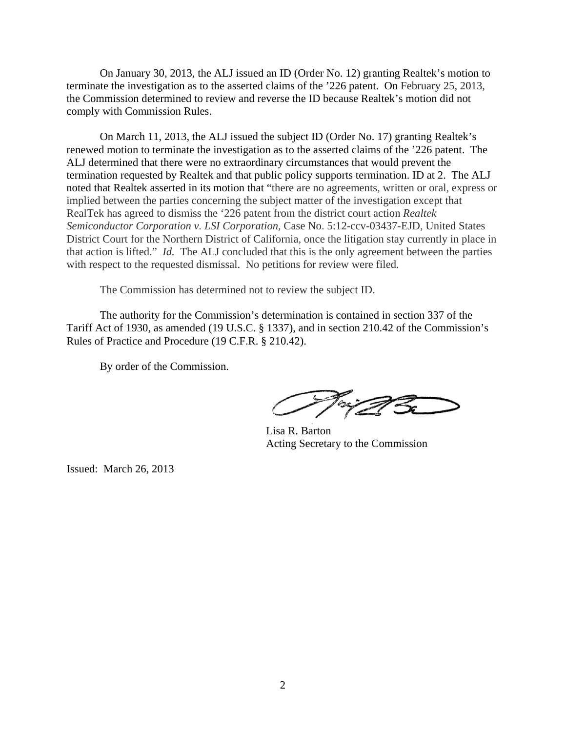On January 30, 2013, the ALJ issued an ID (Order No. 12) granting Realtek's motion to terminate the investigation as to the asserted claims of the '226 patent. On February 25, 2013, the Commission determined to review and reverse the ID because Realtek's motion did not comply with Commission Rules.

On March 11, 2013, the ALJ issued the subject ID (Order No. 17) granting Realtek's renewed motion to terminate the investigation as to the asserted claims of the '226 patent. The ALJ determined that there were no extraordinary circumstances that would prevent the termination requested by Realtek and that public policy supports termination. ID at 2. The ALJ noted that Realtek asserted in its motion that "there are no agreements, written or oral, express or implied between the parties concerning the subject matter of the investigation except that RealTek has agreed to dismiss the '226 patent from the district court action *Realtek Semiconductor Corporation v. LSI Corporation*, Case No. 5:12-ccv-03437-EJD, United States District Court for the Northern District of California, once the litigation stay currently in place in that action is lifted." *Id.* The ALJ concluded that this is the only agreement between the parties with respect to the requested dismissal. No petitions for review were filed.

The Commission has determined not to review the subject ID.

The authority for the Commission's determination is contained in section 337 of the Tariff Act of 1930, as amended (19 U.S.C. § 1337), and in section 210.42 of the Commission's Rules of Practice and Procedure (19 C.F.R. § 210.42).

By order of the Commission.

Lisa R. Barton
Acting Secretary to the Commission

Issued: March 26, 2013